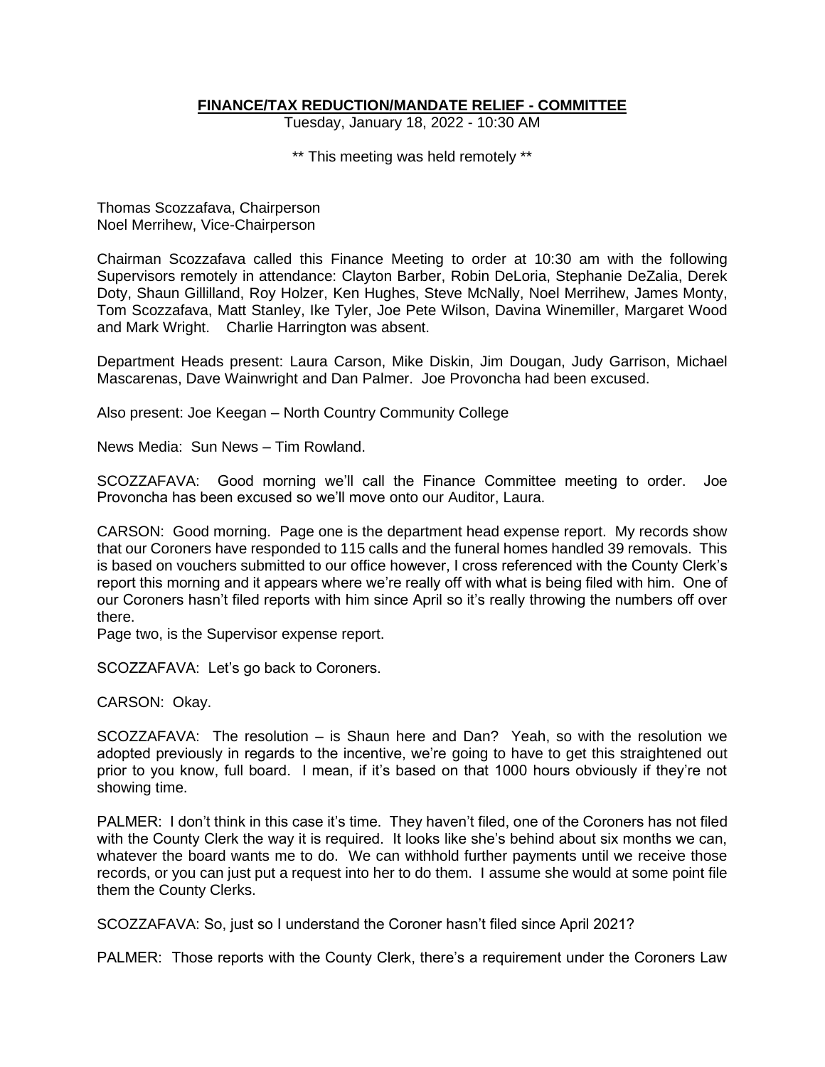# FINANCE/TAX REDUCTION/MANDATE RELIEF - COMMITTEE

Tuesday, January 18, 2022 - 10:30 AM

** This meeting was held remotely **

Thomas Scozzafava, Chairperson
Noel Merrihew, Vice-Chairperson

Chairman Scozzafava called this Finance Meeting to order at 10:30 am with the following Supervisors remotely in attendance: Clayton Barber, Robin DeLoria, Stephanie DeZalia, Derek Doty, Shaun Gillilland, Roy Holzer, Ken Hughes, Steve McNally, Noel Merrihew, James Monty, Tom Scozzafava, Matt Stanley, Ike Tyler, Joe Pete Wilson, Davina Winemiller, Margaret Wood and Mark Wright. Charlie Harrington was absent.

Department Heads present: Laura Carson, Mike Diskin, Jim Dougan, Judy Garrison, Michael Mascarenas, Dave Wainwright and Dan Palmer. Joe Provoncha had been excused.

Also present: Joe Keegan – North Country Community College

News Media: Sun News – Tim Rowland.

SCOZZAFAVA: Good morning we'll call the Finance Committee meeting to order. Joe Provoncha has been excused so we'll move onto our Auditor, Laura.

CARSON: Good morning. Page one is the department head expense report. My records show that our Coroners have responded to 115 calls and the funeral homes handled 39 removals. This is based on vouchers submitted to our office however, I cross referenced with the County Clerk's report this morning and it appears where we're really off with what is being filed with him. One of our Coroners hasn't filed reports with him since April so it's really throwing the numbers off over there.
Page two, is the Supervisor expense report.

SCOZZAFAVA: Let's go back to Coroners.

CARSON: Okay.

SCOZZAFAVA: The resolution – is Shaun here and Dan? Yeah, so with the resolution we adopted previously in regards to the incentive, we're going to have to get this straightened out prior to you know, full board. I mean, if it's based on that 1000 hours obviously if they're not showing time.

PALMER: I don't think in this case it's time. They haven't filed, one of the Coroners has not filed with the County Clerk the way it is required. It looks like she's behind about six months we can, whatever the board wants me to do. We can withhold further payments until we receive those records, or you can just put a request into her to do them. I assume she would at some point file them the County Clerks.

SCOZZAFAVA: So, just so I understand the Coroner hasn't filed since April 2021?

PALMER: Those reports with the County Clerk, there's a requirement under the Coroners Law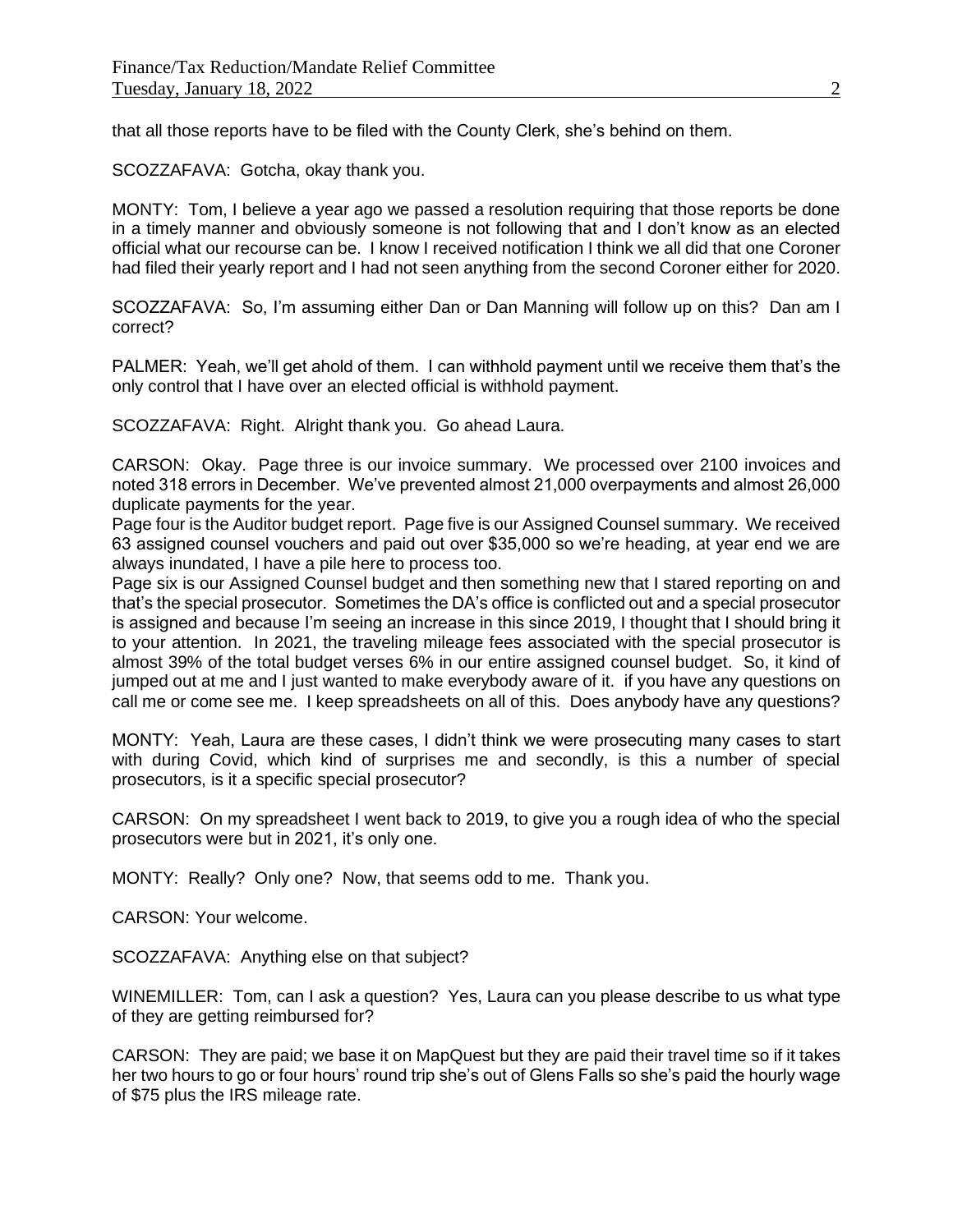that all those reports have to be filed with the County Clerk, she's behind on them.

SCOZZAFAVA: Gotcha, okay thank you.

MONTY: Tom, I believe a year ago we passed a resolution requiring that those reports be done in a timely manner and obviously someone is not following that and I don't know as an elected official what our recourse can be. I know I received notification I think we all did that one Coroner had filed their yearly report and I had not seen anything from the second Coroner either for 2020.

SCOZZAFAVA: So, I'm assuming either Dan or Dan Manning will follow up on this? Dan am I correct?

PALMER: Yeah, we'll get ahold of them. I can withhold payment until we receive them that's the only control that I have over an elected official is withhold payment.

SCOZZAFAVA: Right. Alright thank you. Go ahead Laura.

CARSON: Okay. Page three is our invoice summary. We processed over 2100 invoices and noted 318 errors in December. We've prevented almost 21,000 overpayments and almost 26,000 duplicate payments for the year.

Page four is the Auditor budget report. Page five is our Assigned Counsel summary. We received 63 assigned counsel vouchers and paid out over $35,000 so we're heading, at year end we are always inundated, I have a pile here to process too.

Page six is our Assigned Counsel budget and then something new that I stared reporting on and that's the special prosecutor. Sometimes the DA's office is conflicted out and a special prosecutor is assigned and because I'm seeing an increase in this since 2019, I thought that I should bring it to your attention. In 2021, the traveling mileage fees associated with the special prosecutor is almost 39% of the total budget verses 6% in our entire assigned counsel budget. So, it kind of jumped out at me and I just wanted to make everybody aware of it. if you have any questions on call me or come see me. I keep spreadsheets on all of this. Does anybody have any questions?

MONTY: Yeah, Laura are these cases, I didn't think we were prosecuting many cases to start with during Covid, which kind of surprises me and secondly, is this a number of special prosecutors, is it a specific special prosecutor?

CARSON: On my spreadsheet I went back to 2019, to give you a rough idea of who the special prosecutors were but in 2021, it's only one.

MONTY: Really? Only one? Now, that seems odd to me. Thank you.

CARSON: Your welcome.

SCOZZAFAVA: Anything else on that subject?

WINEMILLER: Tom, can I ask a question? Yes, Laura can you please describe to us what type of they are getting reimbursed for?

CARSON: They are paid; we base it on MapQuest but they are paid their travel time so if it takes her two hours to go or four hours' round trip she's out of Glens Falls so she's paid the hourly wage of $75 plus the IRS mileage rate.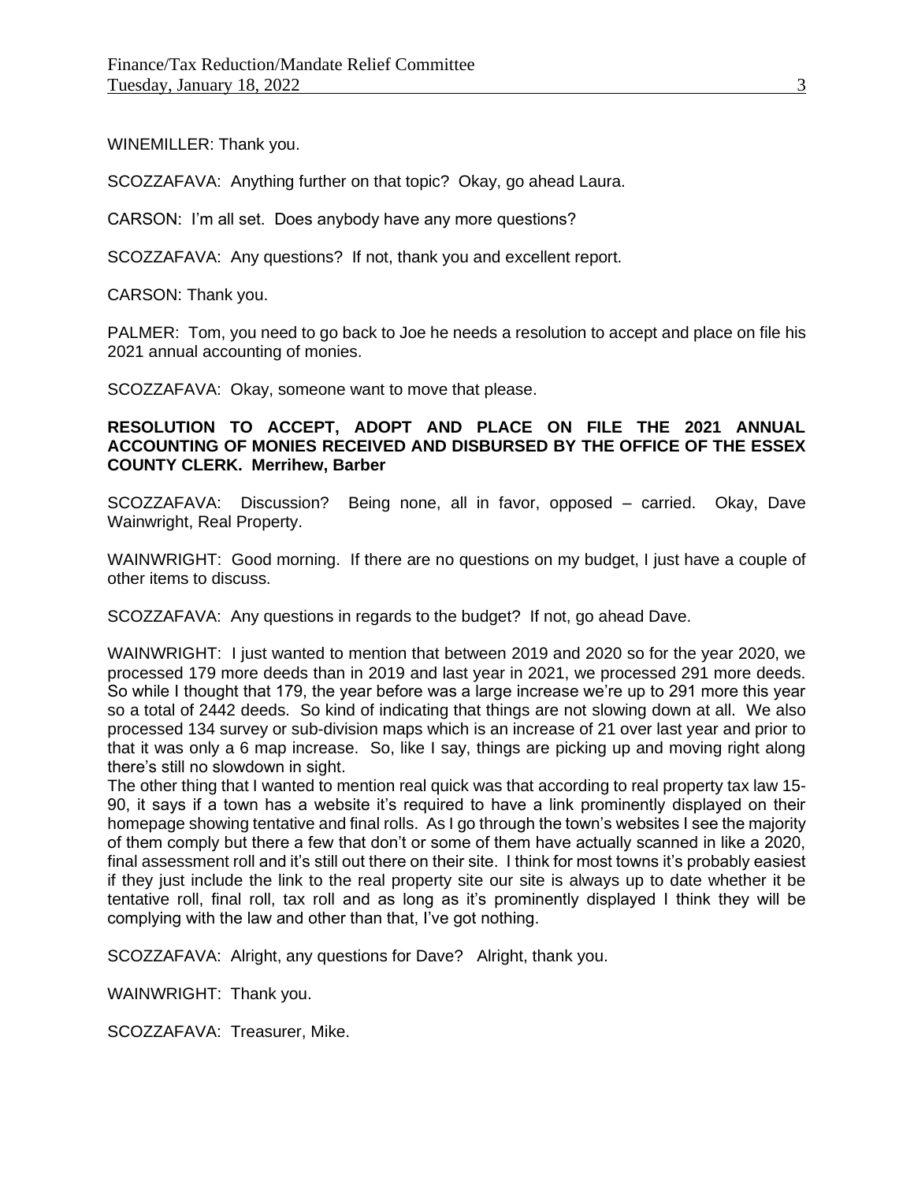WINEMILLER: Thank you.

SCOZZAFAVA: Anything further on that topic? Okay, go ahead Laura.

CARSON: I'm all set. Does anybody have any more questions?

SCOZZAFAVA: Any questions? If not, thank you and excellent report.

CARSON: Thank you.

PALMER: Tom, you need to go back to Joe he needs a resolution to accept and place on file his 2021 annual accounting of monies.

SCOZZAFAVA: Okay, someone want to move that please.

**RESOLUTION TO ACCEPT, ADOPT AND PLACE ON FILE THE 2021 ANNUAL ACCOUNTING OF MONIES RECEIVED AND DISBURSED BY THE OFFICE OF THE ESSEX COUNTY CLERK. Merrihew, Barber**

SCOZZAFAVA: Discussion? Being none, all in favor, opposed – carried. Okay, Dave Wainwright, Real Property.

WAINWRIGHT: Good morning. If there are no questions on my budget, I just have a couple of other items to discuss.

SCOZZAFAVA: Any questions in regards to the budget? If not, go ahead Dave.

WAINWRIGHT: I just wanted to mention that between 2019 and 2020 so for the year 2020, we processed 179 more deeds than in 2019 and last year in 2021, we processed 291 more deeds. So while I thought that 179, the year before was a large increase we're up to 291 more this year so a total of 2442 deeds. So kind of indicating that things are not slowing down at all. We also processed 134 survey or sub-division maps which is an increase of 21 over last year and prior to that it was only a 6 map increase. So, like I say, things are picking up and moving right along there's still no slowdown in sight.

The other thing that I wanted to mention real quick was that according to real property tax law 15-90, it says if a town has a website it's required to have a link prominently displayed on their homepage showing tentative and final rolls. As I go through the town's websites I see the majority of them comply but there a few that don't or some of them have actually scanned in like a 2020, final assessment roll and it's still out there on their site. I think for most towns it's probably easiest if they just include the link to the real property site our site is always up to date whether it be tentative roll, final roll, tax roll and as long as it's prominently displayed I think they will be complying with the law and other than that, I've got nothing.

SCOZZAFAVA: Alright, any questions for Dave? Alright, thank you.

WAINWRIGHT: Thank you.

SCOZZAFAVA: Treasurer, Mike.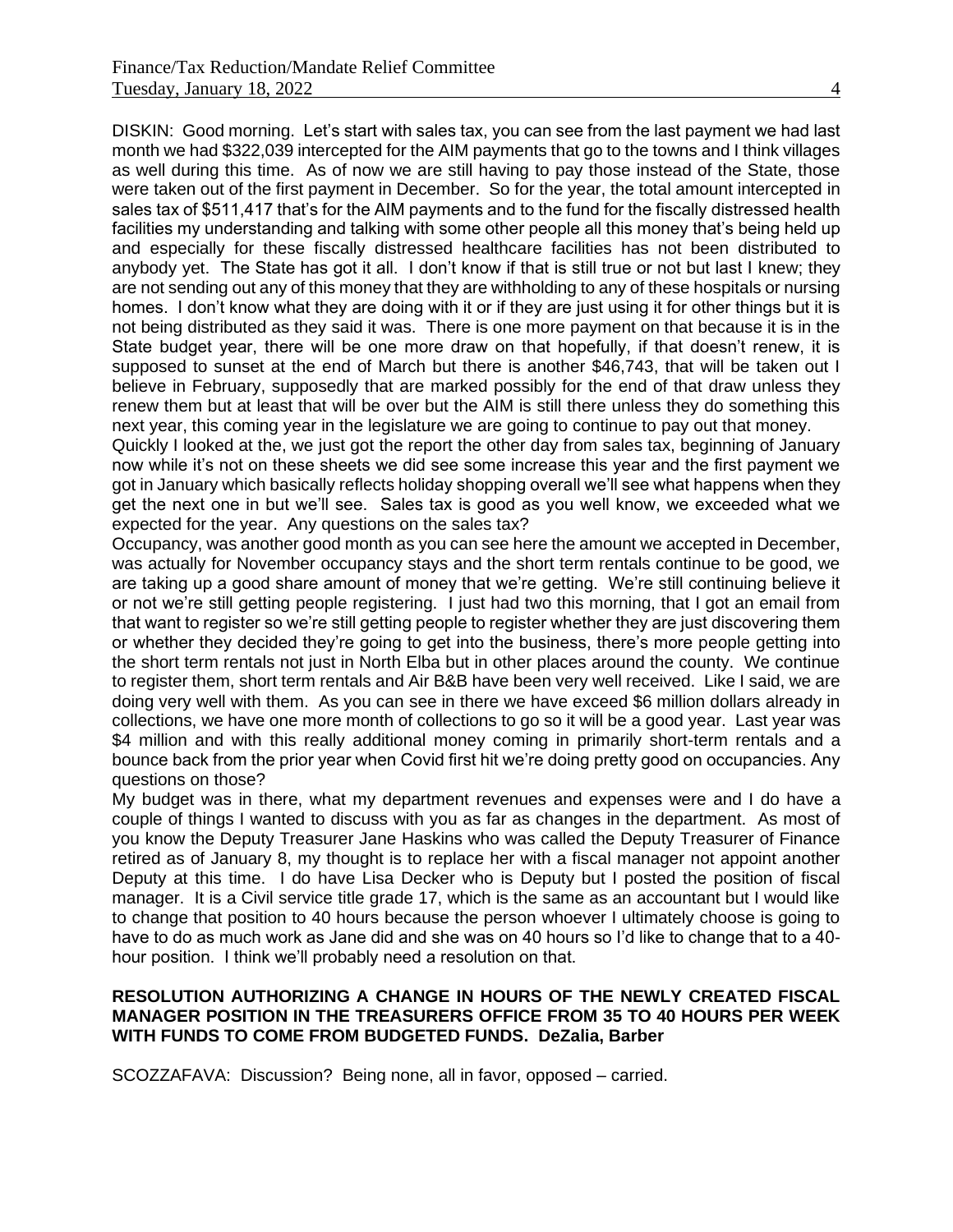DISKIN: Good morning. Let's start with sales tax, you can see from the last payment we had last month we had $322,039 intercepted for the AIM payments that go to the towns and I think villages as well during this time. As of now we are still having to pay those instead of the State, those were taken out of the first payment in December. So for the year, the total amount intercepted in sales tax of $511,417 that's for the AIM payments and to the fund for the fiscally distressed health facilities my understanding and talking with some other people all this money that's being held up and especially for these fiscally distressed healthcare facilities has not been distributed to anybody yet. The State has got it all. I don't know if that is still true or not but last I knew; they are not sending out any of this money that they are withholding to any of these hospitals or nursing homes. I don't know what they are doing with it or if they are just using it for other things but it is not being distributed as they said it was. There is one more payment on that because it is in the State budget year, there will be one more draw on that hopefully, if that doesn't renew, it is supposed to sunset at the end of March but there is another $46,743, that will be taken out I believe in February, supposedly that are marked possibly for the end of that draw unless they renew them but at least that will be over but the AIM is still there unless they do something this next year, this coming year in the legislature we are going to continue to pay out that money.

Quickly I looked at the, we just got the report the other day from sales tax, beginning of January now while it's not on these sheets we did see some increase this year and the first payment we got in January which basically reflects holiday shopping overall we'll see what happens when they get the next one in but we'll see. Sales tax is good as you well know, we exceeded what we expected for the year. Any questions on the sales tax?

Occupancy, was another good month as you can see here the amount we accepted in December, was actually for November occupancy stays and the short term rentals continue to be good, we are taking up a good share amount of money that we're getting. We're still continuing believe it or not we're still getting people registering. I just had two this morning, that I got an email from that want to register so we're still getting people to register whether they are just discovering them or whether they decided they're going to get into the business, there's more people getting into the short term rentals not just in North Elba but in other places around the county. We continue to register them, short term rentals and Air B&B have been very well received. Like I said, we are doing very well with them. As you can see in there we have exceed $6 million dollars already in collections, we have one more month of collections to go so it will be a good year. Last year was $4 million and with this really additional money coming in primarily short-term rentals and a bounce back from the prior year when Covid first hit we're doing pretty good on occupancies. Any questions on those?

My budget was in there, what my department revenues and expenses were and I do have a couple of things I wanted to discuss with you as far as changes in the department. As most of you know the Deputy Treasurer Jane Haskins who was called the Deputy Treasurer of Finance retired as of January 8, my thought is to replace her with a fiscal manager not appoint another Deputy at this time. I do have Lisa Decker who is Deputy but I posted the position of fiscal manager. It is a Civil service title grade 17, which is the same as an accountant but I would like to change that position to 40 hours because the person whoever I ultimately choose is going to have to do as much work as Jane did and she was on 40 hours so I'd like to change that to a 40-hour position. I think we'll probably need a resolution on that.

**RESOLUTION AUTHORIZING A CHANGE IN HOURS OF THE NEWLY CREATED FISCAL MANAGER POSITION IN THE TREASURERS OFFICE FROM 35 TO 40 HOURS PER WEEK WITH FUNDS TO COME FROM BUDGETED FUNDS. DeZalia, Barber**

SCOZZAFAVA: Discussion? Being none, all in favor, opposed – carried.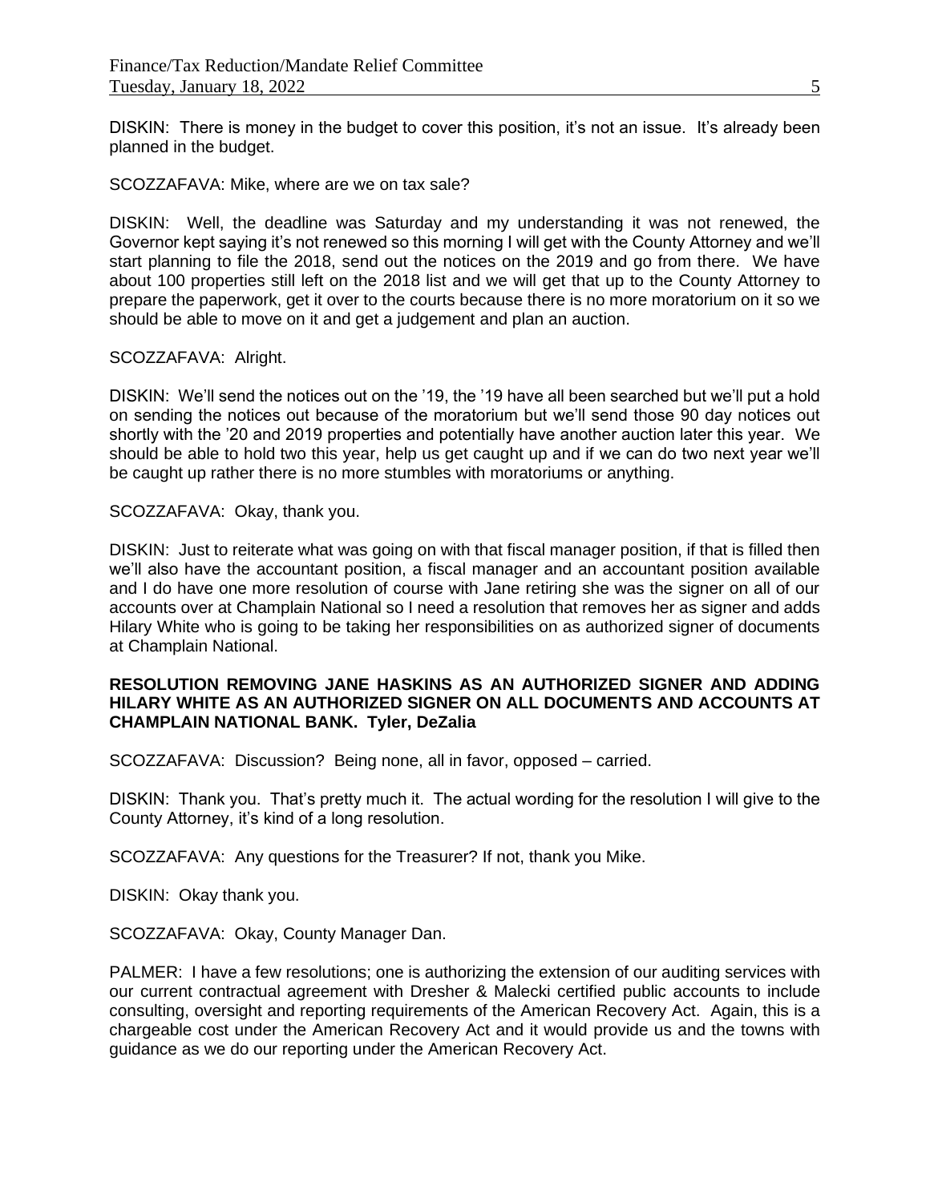DISKIN: There is money in the budget to cover this position, it's not an issue. It's already been planned in the budget.

SCOZZAFAVA: Mike, where are we on tax sale?

DISKIN: Well, the deadline was Saturday and my understanding it was not renewed, the Governor kept saying it's not renewed so this morning I will get with the County Attorney and we'll start planning to file the 2018, send out the notices on the 2019 and go from there. We have about 100 properties still left on the 2018 list and we will get that up to the County Attorney to prepare the paperwork, get it over to the courts because there is no more moratorium on it so we should be able to move on it and get a judgement and plan an auction.

SCOZZAFAVA: Alright.

DISKIN: We'll send the notices out on the '19, the '19 have all been searched but we'll put a hold on sending the notices out because of the moratorium but we'll send those 90 day notices out shortly with the '20 and 2019 properties and potentially have another auction later this year. We should be able to hold two this year, help us get caught up and if we can do two next year we'll be caught up rather there is no more stumbles with moratoriums or anything.

SCOZZAFAVA: Okay, thank you.

DISKIN: Just to reiterate what was going on with that fiscal manager position, if that is filled then we'll also have the accountant position, a fiscal manager and an accountant position available and I do have one more resolution of course with Jane retiring she was the signer on all of our accounts over at Champlain National so I need a resolution that removes her as signer and adds Hilary White who is going to be taking her responsibilities on as authorized signer of documents at Champlain National.

**RESOLUTION REMOVING JANE HASKINS AS AN AUTHORIZED SIGNER AND ADDING HILARY WHITE AS AN AUTHORIZED SIGNER ON ALL DOCUMENTS AND ACCOUNTS AT CHAMPLAIN NATIONAL BANK. Tyler, DeZalia**

SCOZZAFAVA: Discussion? Being none, all in favor, opposed – carried.

DISKIN: Thank you. That's pretty much it. The actual wording for the resolution I will give to the County Attorney, it's kind of a long resolution.

SCOZZAFAVA: Any questions for the Treasurer? If not, thank you Mike.

DISKIN: Okay thank you.

SCOZZAFAVA: Okay, County Manager Dan.

PALMER: I have a few resolutions; one is authorizing the extension of our auditing services with our current contractual agreement with Dresher & Malecki certified public accounts to include consulting, oversight and reporting requirements of the American Recovery Act. Again, this is a chargeable cost under the American Recovery Act and it would provide us and the towns with guidance as we do our reporting under the American Recovery Act.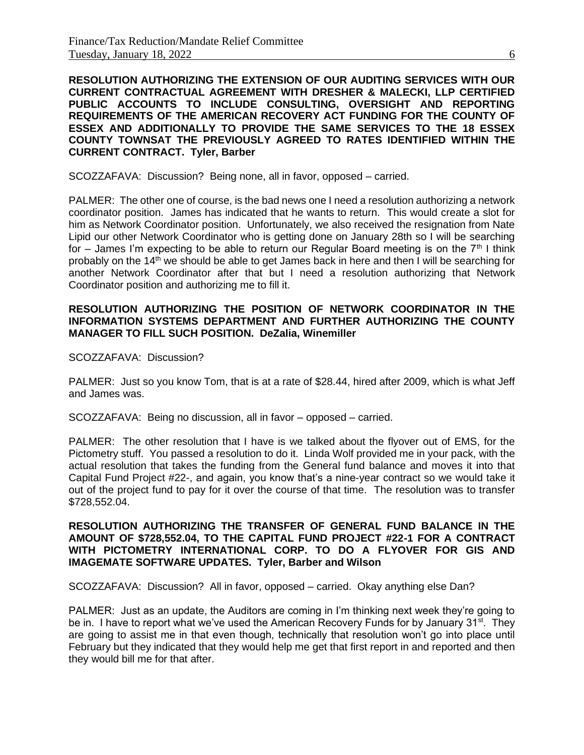**RESOLUTION AUTHORIZING THE EXTENSION OF OUR AUDITING SERVICES WITH OUR CURRENT CONTRACTUAL AGREEMENT WITH DRESHER & MALECKI, LLP CERTIFIED PUBLIC ACCOUNTS TO INCLUDE CONSULTING, OVERSIGHT AND REPORTING REQUIREMENTS OF THE AMERICAN RECOVERY ACT FUNDING FOR THE COUNTY OF ESSEX AND ADDITIONALLY TO PROVIDE THE SAME SERVICES TO THE 18 ESSEX COUNTY TOWNSAT THE PREVIOUSLY AGREED TO RATES IDENTIFIED WITHIN THE CURRENT CONTRACT. Tyler, Barber**

SCOZZAFAVA: Discussion? Being none, all in favor, opposed – carried.

PALMER: The other one of course, is the bad news one I need a resolution authorizing a network coordinator position. James has indicated that he wants to return. This would create a slot for him as Network Coordinator position. Unfortunately, we also received the resignation from Nate Lipid our other Network Coordinator who is getting done on January 28th so I will be searching for – James I'm expecting to be able to return our Regular Board meeting is on the 7th I think probably on the 14th we should be able to get James back in here and then I will be searching for another Network Coordinator after that but I need a resolution authorizing that Network Coordinator position and authorizing me to fill it.

**RESOLUTION AUTHORIZING THE POSITION OF NETWORK COORDINATOR IN THE INFORMATION SYSTEMS DEPARTMENT AND FURTHER AUTHORIZING THE COUNTY MANAGER TO FILL SUCH POSITION. DeZalia, Winemiller**

SCOZZAFAVA: Discussion?

PALMER: Just so you know Tom, that is at a rate of $28.44, hired after 2009, which is what Jeff and James was.

SCOZZAFAVA: Being no discussion, all in favor – opposed – carried.

PALMER: The other resolution that I have is we talked about the flyover out of EMS, for the Pictometry stuff. You passed a resolution to do it. Linda Wolf provided me in your pack, with the actual resolution that takes the funding from the General fund balance and moves it into that Capital Fund Project #22-, and again, you know that's a nine-year contract so we would take it out of the project fund to pay for it over the course of that time. The resolution was to transfer $728,552.04.

**RESOLUTION AUTHORIZING THE TRANSFER OF GENERAL FUND BALANCE IN THE AMOUNT OF $728,552.04, TO THE CAPITAL FUND PROJECT #22-1 FOR A CONTRACT WITH PICTOMETRY INTERNATIONAL CORP. TO DO A FLYOVER FOR GIS AND IMAGEMATE SOFTWARE UPDATES. Tyler, Barber and Wilson**

SCOZZAFAVA: Discussion? All in favor, opposed – carried. Okay anything else Dan?

PALMER: Just as an update, the Auditors are coming in I'm thinking next week they're going to be in. I have to report what we've used the American Recovery Funds for by January 31st. They are going to assist me in that even though, technically that resolution won't go into place until February but they indicated that they would help me get that first report in and reported and then they would bill me for that after.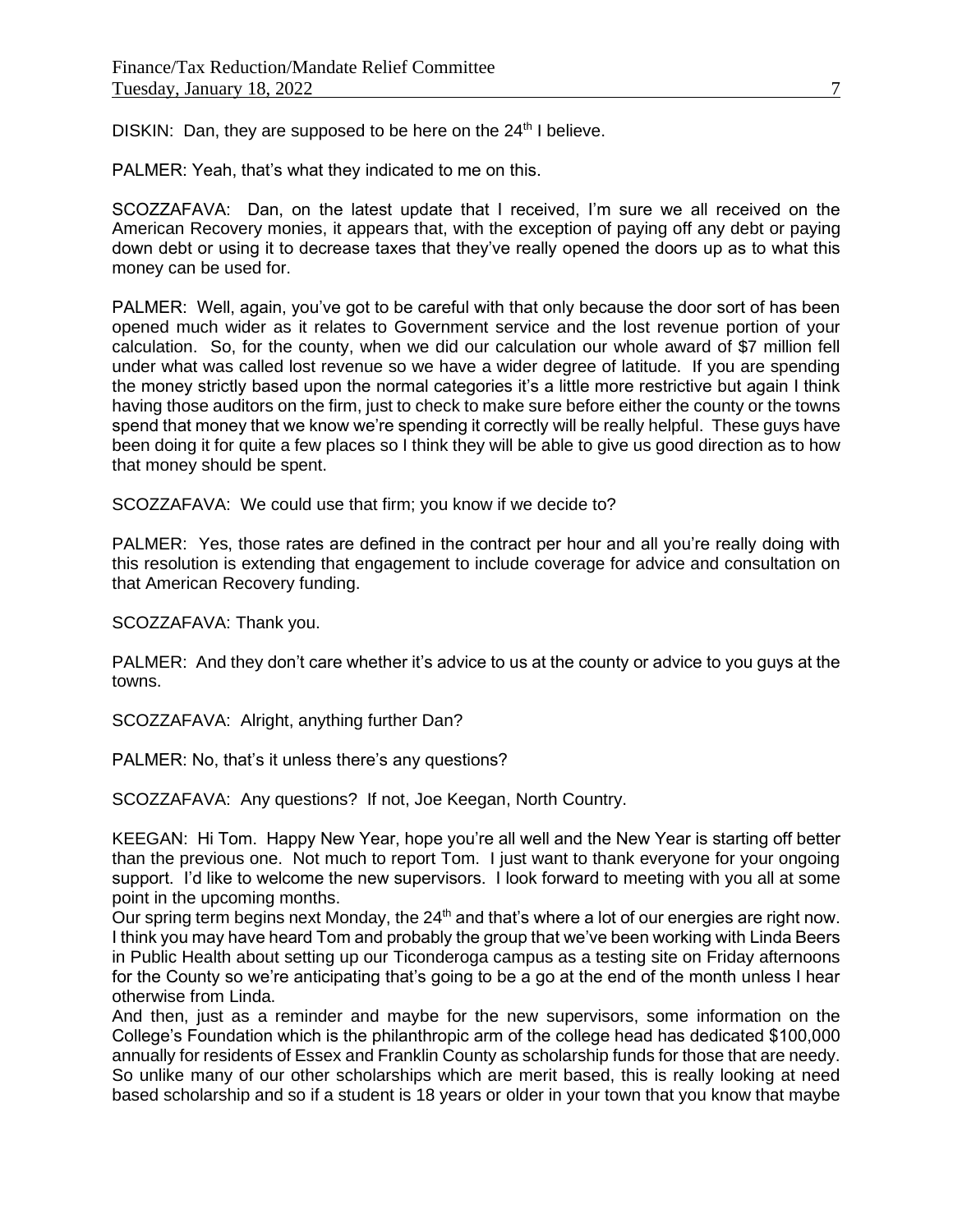DISKIN: Dan, they are supposed to be here on the 24th I believe.

PALMER: Yeah, that's what they indicated to me on this.

SCOZZAFAVA: Dan, on the latest update that I received, I'm sure we all received on the American Recovery monies, it appears that, with the exception of paying off any debt or paying down debt or using it to decrease taxes that they've really opened the doors up as to what this money can be used for.

PALMER: Well, again, you've got to be careful with that only because the door sort of has been opened much wider as it relates to Government service and the lost revenue portion of your calculation. So, for the county, when we did our calculation our whole award of $7 million fell under what was called lost revenue so we have a wider degree of latitude. If you are spending the money strictly based upon the normal categories it's a little more restrictive but again I think having those auditors on the firm, just to check to make sure before either the county or the towns spend that money that we know we're spending it correctly will be really helpful. These guys have been doing it for quite a few places so I think they will be able to give us good direction as to how that money should be spent.

SCOZZAFAVA: We could use that firm; you know if we decide to?

PALMER: Yes, those rates are defined in the contract per hour and all you're really doing with this resolution is extending that engagement to include coverage for advice and consultation on that American Recovery funding.

SCOZZAFAVA: Thank you.

PALMER: And they don't care whether it's advice to us at the county or advice to you guys at the towns.

SCOZZAFAVA: Alright, anything further Dan?

PALMER: No, that's it unless there's any questions?

SCOZZAFAVA: Any questions? If not, Joe Keegan, North Country.

KEEGAN: Hi Tom. Happy New Year, hope you're all well and the New Year is starting off better than the previous one. Not much to report Tom. I just want to thank everyone for your ongoing support. I'd like to welcome the new supervisors. I look forward to meeting with you all at some point in the upcoming months.

Our spring term begins next Monday, the 24th and that's where a lot of our energies are right now. I think you may have heard Tom and probably the group that we've been working with Linda Beers in Public Health about setting up our Ticonderoga campus as a testing site on Friday afternoons for the County so we're anticipating that's going to be a go at the end of the month unless I hear otherwise from Linda.

And then, just as a reminder and maybe for the new supervisors, some information on the College's Foundation which is the philanthropic arm of the college head has dedicated $100,000 annually for residents of Essex and Franklin County as scholarship funds for those that are needy. So unlike many of our other scholarships which are merit based, this is really looking at need based scholarship and so if a student is 18 years or older in your town that you know that maybe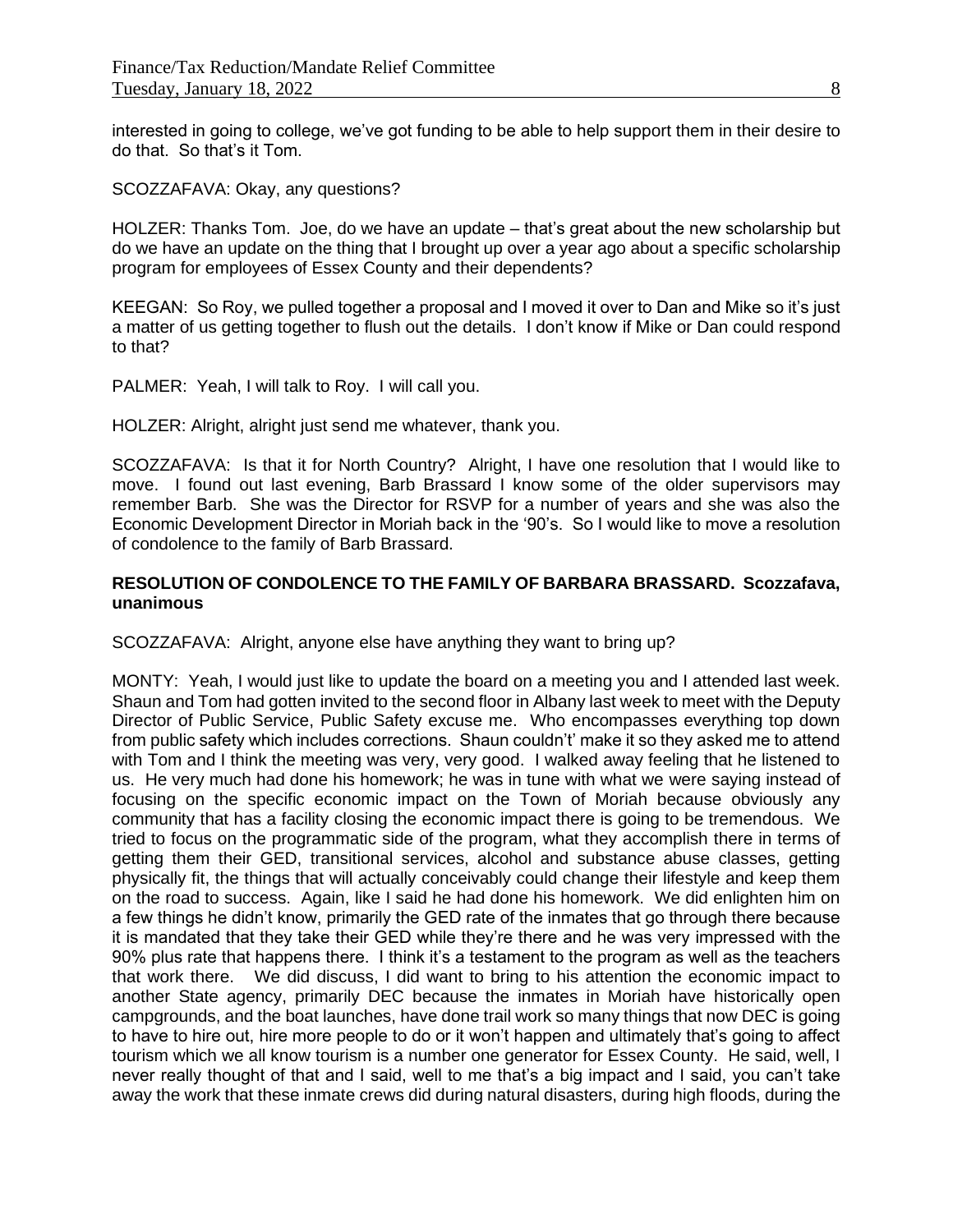interested in going to college, we've got funding to be able to help support them in their desire to do that. So that's it Tom.

SCOZZAFAVA: Okay, any questions?

HOLZER: Thanks Tom. Joe, do we have an update – that's great about the new scholarship but do we have an update on the thing that I brought up over a year ago about a specific scholarship program for employees of Essex County and their dependents?

KEEGAN: So Roy, we pulled together a proposal and I moved it over to Dan and Mike so it's just a matter of us getting together to flush out the details. I don't know if Mike or Dan could respond to that?

PALMER: Yeah, I will talk to Roy. I will call you.

HOLZER: Alright, alright just send me whatever, thank you.

SCOZZAFAVA: Is that it for North Country? Alright, I have one resolution that I would like to move. I found out last evening, Barb Brassard I know some of the older supervisors may remember Barb. She was the Director for RSVP for a number of years and she was also the Economic Development Director in Moriah back in the '90's. So I would like to move a resolution of condolence to the family of Barb Brassard.

**RESOLUTION OF CONDOLENCE TO THE FAMILY OF BARBARA BRASSARD. Scozzafava, unanimous**

SCOZZAFAVA: Alright, anyone else have anything they want to bring up?

MONTY: Yeah, I would just like to update the board on a meeting you and I attended last week. Shaun and Tom had gotten invited to the second floor in Albany last week to meet with the Deputy Director of Public Service, Public Safety excuse me. Who encompasses everything top down from public safety which includes corrections. Shaun couldn't' make it so they asked me to attend with Tom and I think the meeting was very, very good. I walked away feeling that he listened to us. He very much had done his homework; he was in tune with what we were saying instead of focusing on the specific economic impact on the Town of Moriah because obviously any community that has a facility closing the economic impact there is going to be tremendous. We tried to focus on the programmatic side of the program, what they accomplish there in terms of getting them their GED, transitional services, alcohol and substance abuse classes, getting physically fit, the things that will actually conceivably could change their lifestyle and keep them on the road to success. Again, like I said he had done his homework. We did enlighten him on a few things he didn't know, primarily the GED rate of the inmates that go through there because it is mandated that they take their GED while they're there and he was very impressed with the 90% plus rate that happens there. I think it's a testament to the program as well as the teachers that work there. We did discuss, I did want to bring to his attention the economic impact to another State agency, primarily DEC because the inmates in Moriah have historically open campgrounds, and the boat launches, have done trail work so many things that now DEC is going to have to hire out, hire more people to do or it won't happen and ultimately that's going to affect tourism which we all know tourism is a number one generator for Essex County. He said, well, I never really thought of that and I said, well to me that's a big impact and I said, you can't take away the work that these inmate crews did during natural disasters, during high floods, during the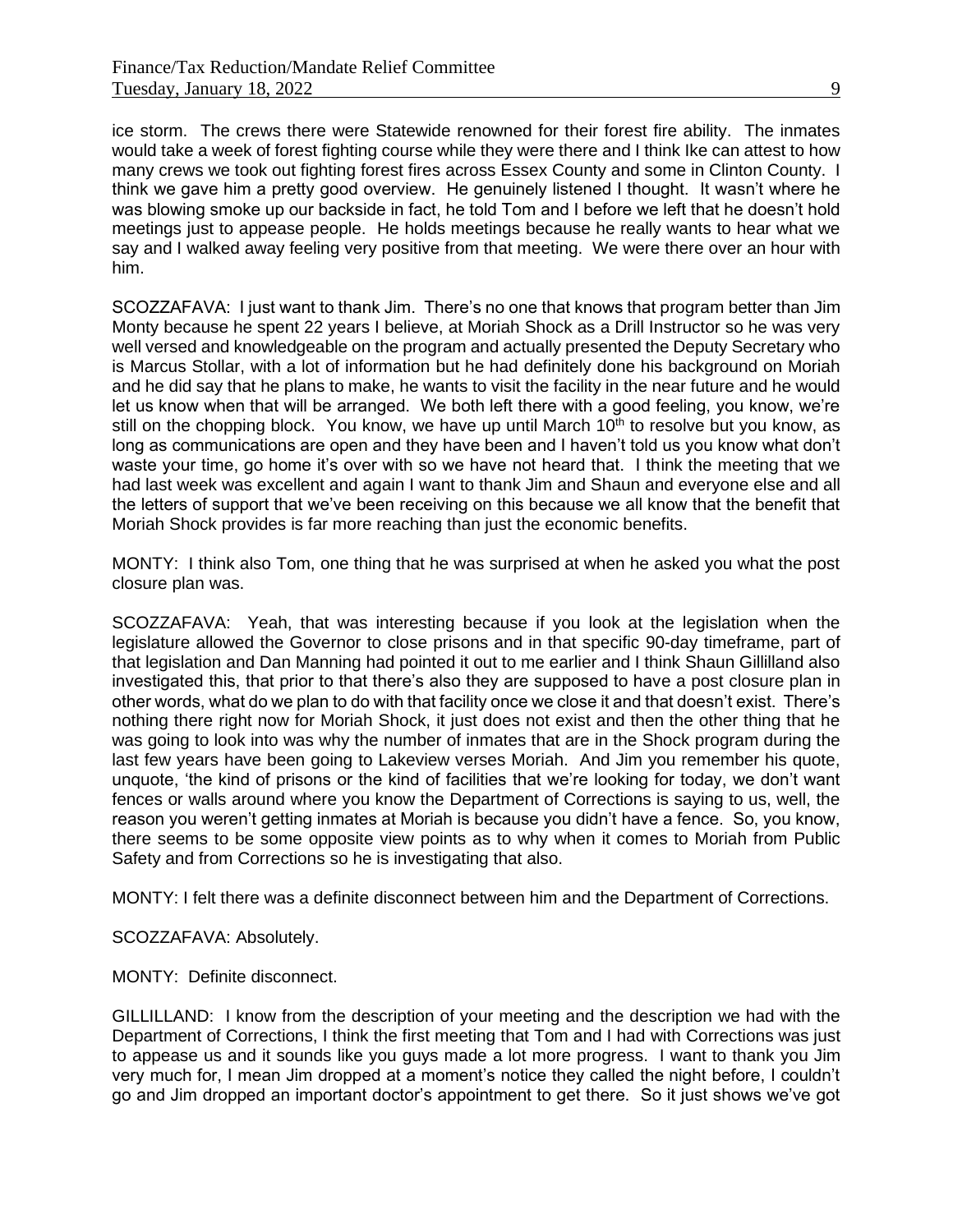ice storm. The crews there were Statewide renowned for their forest fire ability. The inmates would take a week of forest fighting course while they were there and I think Ike can attest to how many crews we took out fighting forest fires across Essex County and some in Clinton County. I think we gave him a pretty good overview. He genuinely listened I thought. It wasn't where he was blowing smoke up our backside in fact, he told Tom and I before we left that he doesn't hold meetings just to appease people. He holds meetings because he really wants to hear what we say and I walked away feeling very positive from that meeting. We were there over an hour with him.

SCOZZAFAVA: I just want to thank Jim. There's no one that knows that program better than Jim Monty because he spent 22 years I believe, at Moriah Shock as a Drill Instructor so he was very well versed and knowledgeable on the program and actually presented the Deputy Secretary who is Marcus Stollar, with a lot of information but he had definitely done his background on Moriah and he did say that he plans to make, he wants to visit the facility in the near future and he would let us know when that will be arranged. We both left there with a good feeling, you know, we're still on the chopping block. You know, we have up until March 10th to resolve but you know, as long as communications are open and they have been and I haven't told us you know what don't waste your time, go home it's over with so we have not heard that. I think the meeting that we had last week was excellent and again I want to thank Jim and Shaun and everyone else and all the letters of support that we've been receiving on this because we all know that the benefit that Moriah Shock provides is far more reaching than just the economic benefits.

MONTY: I think also Tom, one thing that he was surprised at when he asked you what the post closure plan was.

SCOZZAFAVA: Yeah, that was interesting because if you look at the legislation when the legislature allowed the Governor to close prisons and in that specific 90-day timeframe, part of that legislation and Dan Manning had pointed it out to me earlier and I think Shaun Gillilland also investigated this, that prior to that there's also they are supposed to have a post closure plan in other words, what do we plan to do with that facility once we close it and that doesn't exist. There's nothing there right now for Moriah Shock, it just does not exist and then the other thing that he was going to look into was why the number of inmates that are in the Shock program during the last few years have been going to Lakeview verses Moriah. And Jim you remember his quote, unquote, 'the kind of prisons or the kind of facilities that we're looking for today, we don't want fences or walls around where you know the Department of Corrections is saying to us, well, the reason you weren't getting inmates at Moriah is because you didn't have a fence. So, you know, there seems to be some opposite view points as to why when it comes to Moriah from Public Safety and from Corrections so he is investigating that also.

MONTY: I felt there was a definite disconnect between him and the Department of Corrections.

SCOZZAFAVA: Absolutely.

MONTY: Definite disconnect.

GILLILLAND: I know from the description of your meeting and the description we had with the Department of Corrections, I think the first meeting that Tom and I had with Corrections was just to appease us and it sounds like you guys made a lot more progress. I want to thank you Jim very much for, I mean Jim dropped at a moment's notice they called the night before, I couldn't go and Jim dropped an important doctor's appointment to get there. So it just shows we've got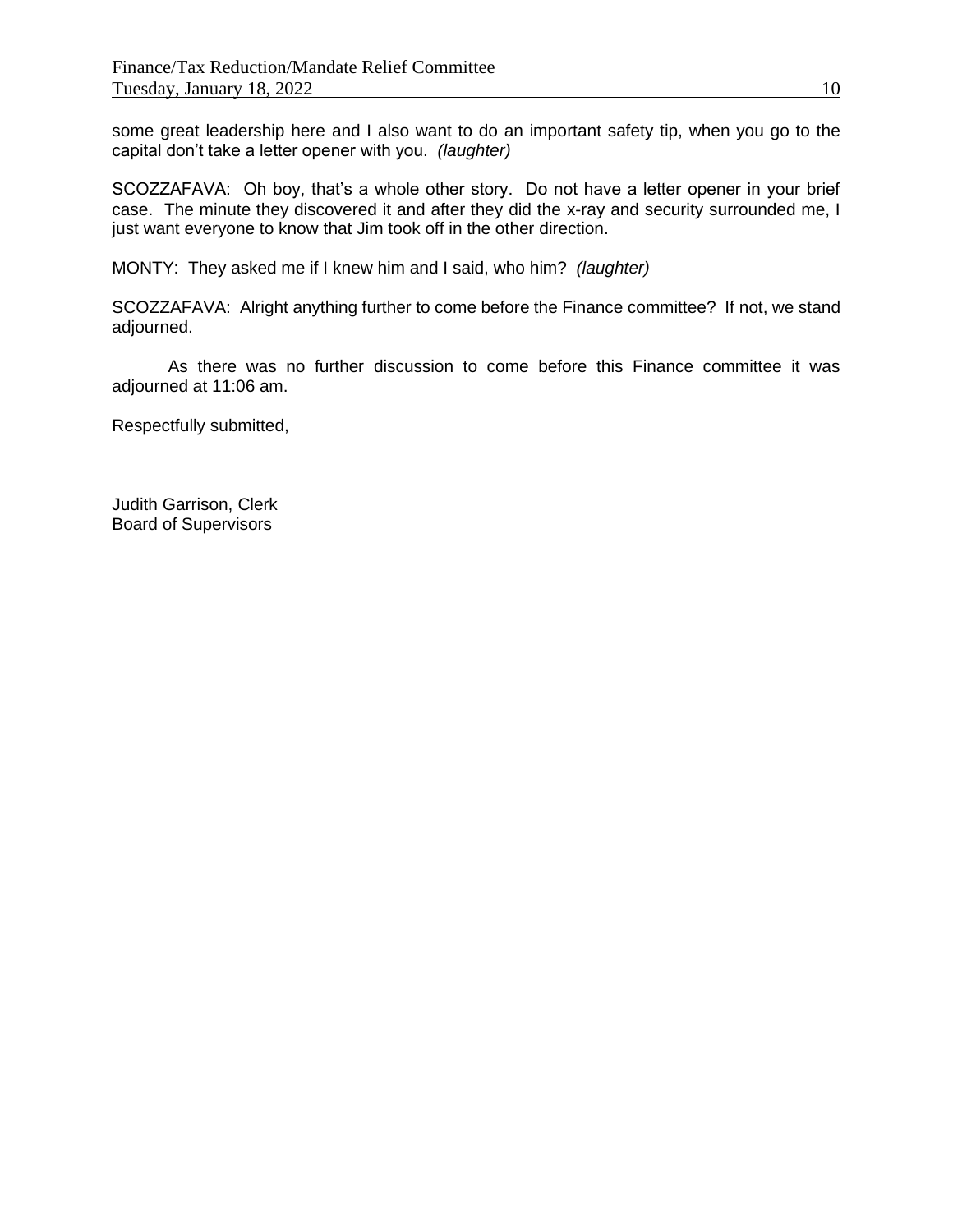some great leadership here and I also want to do an important safety tip, when you go to the capital don't take a letter opener with you. *(laughter)*

SCOZZAFAVA: Oh boy, that's a whole other story. Do not have a letter opener in your brief case. The minute they discovered it and after they did the x-ray and security surrounded me, I just want everyone to know that Jim took off in the other direction.

MONTY: They asked me if I knew him and I said, who him? *(laughter)*

SCOZZAFAVA: Alright anything further to come before the Finance committee? If not, we stand adjourned.

As there was no further discussion to come before this Finance committee it was adjourned at 11:06 am.

Respectfully submitted,

Judith Garrison, Clerk
Board of Supervisors